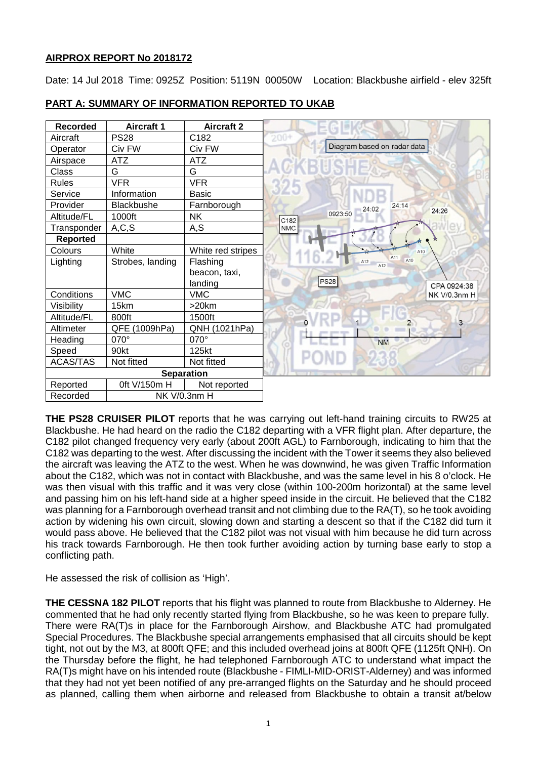**AIRPROX REPORT No 2018172**

Date: 14 Jul 2018 Time: 0925Z Position: 5119N 00050W Location: Blackbushe airfield - elev 325ft

**PART A: SUMMARY OF INFORMATION REPORTED TO UKAB**

| Recorded | Aircraft 1 | Aircraft 2 |
|---|---|---|
| Aircraft | PS28 | C182 |
| Operator | Civ FW | Civ FW |
| Airspace | ATZ | ATZ |
| Class | G | G |
| Rules | VFR | VFR |
| Service | Information | Basic |
| Provider | Blackbushe | Farnborough |
| Altitude/FL | 1000ft | NK |
| Transponder | A,C,S | A,S |
| **Reported** | | |
| Colours | White | White red stripes |
| Lighting | Strobes, landing | Flashing beacon, taxi, landing |
| Conditions | VMC | VMC |
| Visibility | 15km | >20km |
| Altitude/FL | 800ft | 1500ft |
| Altimeter | QFE (1009hPa) | QNH (1021hPa) |
| Heading | 070° | 070° |
| Speed | 90kt | 125kt |
| ACAS/TAS | Not fitted | Not fitted |
| **Separation** | | |
| Reported | 0ft V/150m H | Not reported |
| Recorded | NK V/0.3nm H | |

Diagram based on radar data

C182 NMC
PS28
0923:50
24:02
24:14
24:26
A12
A12
A11
A10
A10
CPA 0924:38 NK V/0.3nm H
0 1 2 3
NM

**THE PS28 CRUISER PILOT** reports that he was carrying out left-hand training circuits to RW25 at Blackbushe. He had heard on the radio the C182 departing with a VFR flight plan. After departure, the C182 pilot changed frequency very early (about 200ft AGL) to Farnborough, indicating to him that the C182 was departing to the west. After discussing the incident with the Tower it seems they also believed the aircraft was leaving the ATZ to the west. When he was downwind, he was given Traffic Information about the C182, which was not in contact with Blackbushe, and was the same level in his 8 o'clock. He was then visual with this traffic and it was very close (within 100-200m horizontal) at the same level and passing him on his left-hand side at a higher speed inside in the circuit. He believed that the C182 was planning for a Farnborough overhead transit and not climbing due to the RA(T), so he took avoiding action by widening his own circuit, slowing down and starting a descent so that if the C182 did turn it would pass above. He believed that the C182 pilot was not visual with him because he did turn across his track towards Farnborough. He then took further avoiding action by turning base early to stop a conflicting path.

He assessed the risk of collision as 'High'.

**THE CESSNA 182 PILOT** reports that his flight was planned to route from Blackbushe to Alderney. He commented that he had only recently started flying from Blackbushe, so he was keen to prepare fully. There were RA(T)s in place for the Farnborough Airshow, and Blackbushe ATC had promulgated Special Procedures. The Blackbushe special arrangements emphasised that all circuits should be kept tight, not out by the M3, at 800ft QFE; and this included overhead joins at 800ft QFE (1125ft QNH). On the Thursday before the flight, he had telephoned Farnborough ATC to understand what impact the RA(T)s might have on his intended route (Blackbushe - FIMLI-MID-ORIST-Alderney) and was informed that they had not yet been notified of any pre-arranged flights on the Saturday and he should proceed as planned, calling them when airborne and released from Blackbushe to obtain a transit at/below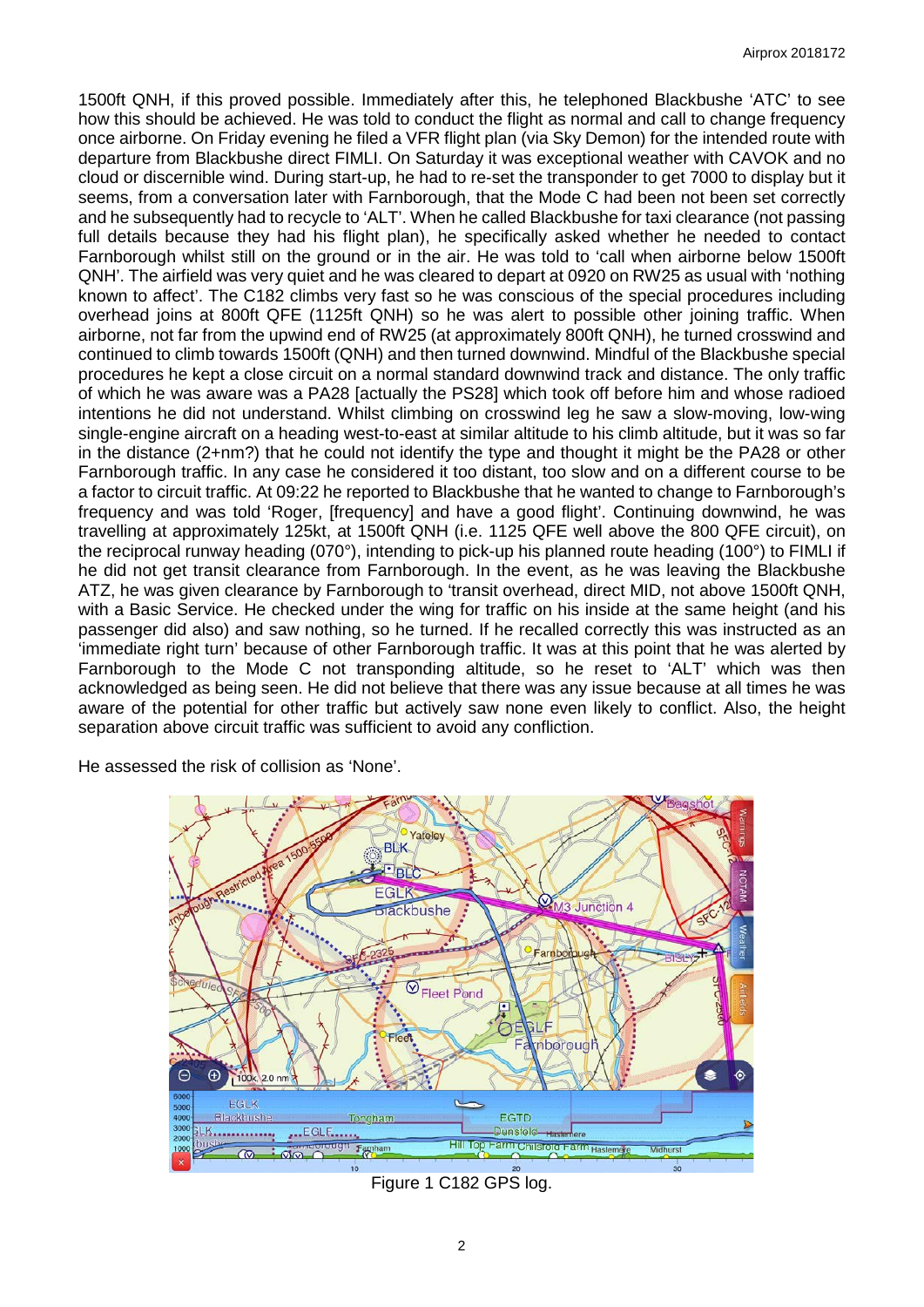1500ft QNH, if this proved possible. Immediately after this, he telephoned Blackbushe 'ATC' to see how this should be achieved. He was told to conduct the flight as normal and call to change frequency once airborne. On Friday evening he filed a VFR flight plan (via Sky Demon) for the intended route with departure from Blackbushe direct FIMLI. On Saturday it was exceptional weather with CAVOK and no cloud or discernible wind. During start-up, he had to re-set the transponder to get 7000 to display but it seems, from a conversation later with Farnborough, that the Mode C had not been set correctly and he subsequently had to recycle to 'ALT'. When he called Blackbushe for taxi clearance (not passing full details because they had his flight plan), he specifically asked whether he needed to contact Farnborough whilst still on the ground or in the air. He was told to 'call when airborne below 1500ft QNH'. The airfield was very quiet and he was cleared to depart at 0920 on RW25 as usual with 'nothing known to affect'. The C182 climbs very fast so he was conscious of the special procedures including overhead joins at 800ft QFE (1125ft QNH) so he was alert to possible other joining traffic. When airborne, not far from the upwind end of RW25 (at approximately 800ft QNH), he turned crosswind and continued to climb towards 1500ft (QNH) and then turned downwind. Mindful of the Blackbushe special procedures he kept a close circuit on a normal standard downwind track and distance. The only traffic of which he was aware was a PA28 [actually the PS28] which took off before him and whose radioed intentions he did not understand. Whilst climbing on crosswind leg he saw a slow-moving, low-wing single-engine aircraft on a heading west-to-east at similar altitude to his climb altitude, but it was so far in the distance (2+nm?) that he could not identify the type and thought it might be the PA28 or other Farnborough traffic. In any case he considered it too distant, too slow and on a different course to be a factor to circuit traffic. At 09:22 he reported to Blackbushe that he wanted to change to Farnborough's frequency and was told 'Roger, [frequency] and have a good flight'. Continuing downwind, he was travelling at approximately 125kt, at 1500ft QNH (i.e. 1125 QFE well above the 800 QFE circuit), on the reciprocal runway heading (070°), intending to pick-up his planned route heading (100°) to FIMLI if he did not get transit clearance from Farnborough. In the event, as he was leaving the Blackbushe ATZ, he was given clearance by Farnborough to 'transit overhead, direct MID, not above 1500ft QNH, with a Basic Service. He checked under the wing for traffic on his inside at the same height (and his passenger did also) and saw nothing, so he turned. If he recalled correctly this was instructed as an 'immediate right turn' because of other Farnborough traffic. It was at this point that he was alerted by Farnborough to the Mode C not transponding altitude, so he reset to 'ALT' which was then acknowledged as being seen. He did not believe that there was any issue because at all times he was aware of the potential for other traffic but actively saw none even likely to conflict. Also, the height separation above circuit traffic was sufficient to avoid any confliction.

He assessed the risk of collision as 'None'.

Figure 1 C182 GPS log.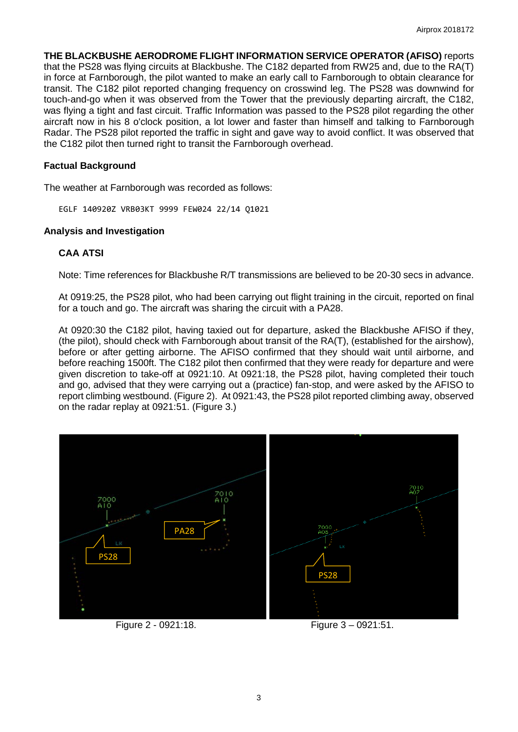**THE BLACKBUSHE AERODROME FLIGHT INFORMATION SERVICE OPERATOR (AFISO)** reports that the PS28 was flying circuits at Blackbushe. The C182 departed from RW25 and, due to the RA(T) in force at Farnborough, the pilot wanted to make an early call to Farnborough to obtain clearance for transit. The C182 pilot reported changing frequency on crosswind leg. The PS28 was downwind for touch-and-go when it was observed from the Tower that the previously departing aircraft, the C182, was flying a tight and fast circuit. Traffic Information was passed to the PS28 pilot regarding the other aircraft now in his 8 o'clock position, a lot lower and faster than himself and talking to Farnborough Radar. The PS28 pilot reported the traffic in sight and gave way to avoid conflict. It was observed that the C182 pilot then turned right to transit the Farnborough overhead.

### Factual Background

The weather at Farnborough was recorded as follows:

```
EGLF 140920Z VRB03KT 9999 FEW024 22/14 Q1021
```

### Analysis and Investigation

#### CAA ATSI

Note: Time references for Blackbushe R/T transmissions are believed to be 20-30 secs in advance.

At 0919:25, the PS28 pilot, who had been carrying out flight training in the circuit, reported on final for a touch and go. The aircraft was sharing the circuit with a PA28.

At 0920:30 the C182 pilot, having taxied out for departure, asked the Blackbushe AFISO if they, (the pilot), should check with Farnborough about transit of the RA(T), (established for the airshow), before or after getting airborne. The AFISO confirmed that they should wait until airborne, and before reaching 1500ft. The C182 pilot then confirmed that they were ready for departure and were given discretion to take-off at 0921:10. At 0921:18, the PS28 pilot, having completed their touch and go, advised that they were carrying out a (practice) fan-stop, and were asked by the AFISO to report climbing westbound. (Figure 2). At 0921:43, the PS28 pilot reported climbing away, observed on the radar replay at 0921:51. (Figure 3.)

7000
A10
PS28
PA28
7010
A10
LK

Figure 2 - 0921:18.

7010
A07
7000
A08
LK
PS28

Figure 3 – 0921:51.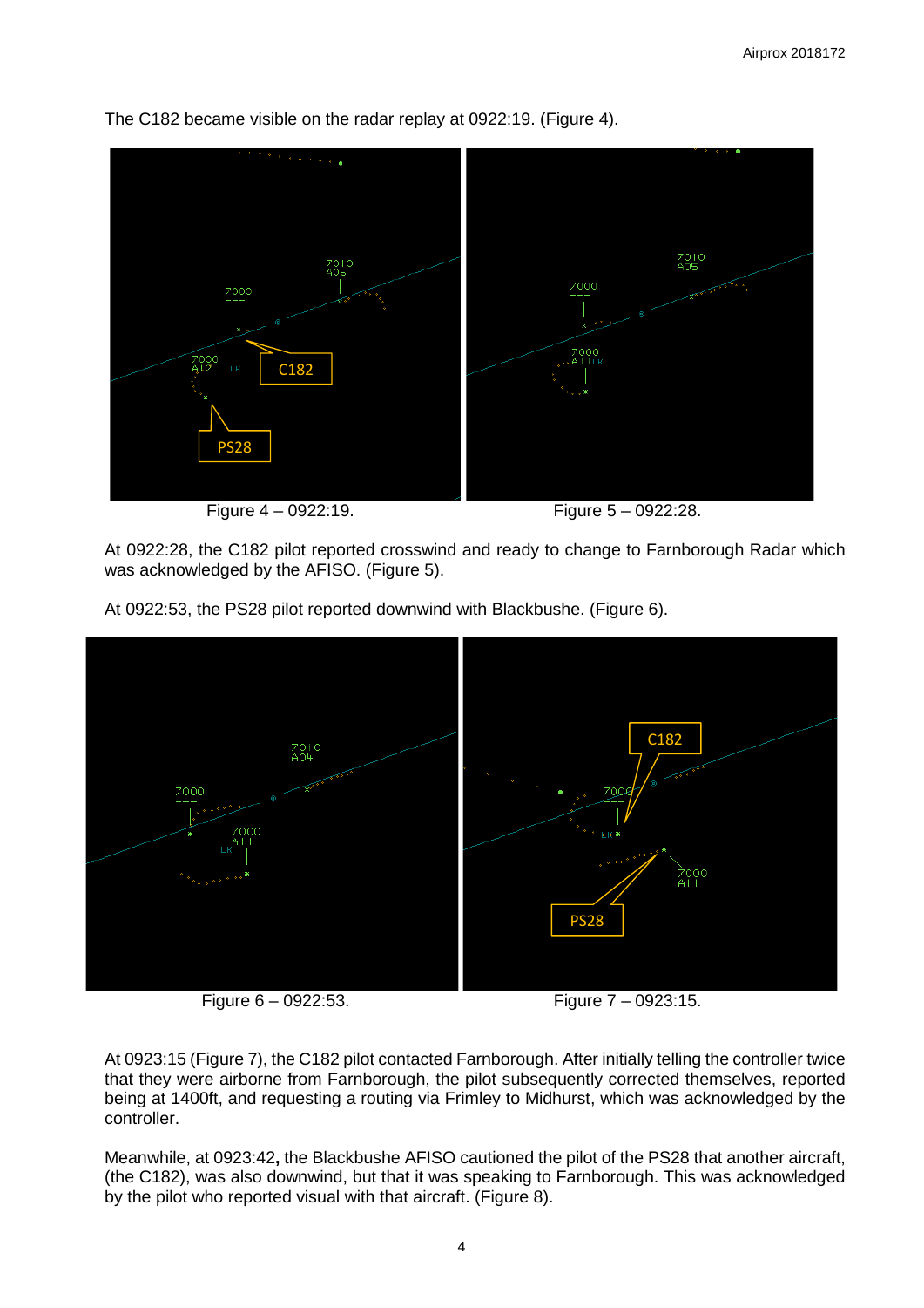The C182 became visible on the radar replay at 0922:19. (Figure 4).

7010
A06
7000
---
7000
A12
LK
C182
PS28

Figure 4 – 0922:19.

7010
A05
7000
---
7000
A11LK

Figure 5 – 0922:28.

At 0922:28, the C182 pilot reported crosswind and ready to change to Farnborough Radar which was acknowledged by the AFISO. (Figure 5).

At 0922:53, the PS28 pilot reported downwind with Blackbushe. (Figure 6).

7010
A04
7000
---
7000
A11
LK

Figure 6 – 0922:53.

C182
7000
---
LK
7000
A11
PS28

Figure 7 – 0923:15.

At 0923:15 (Figure 7), the C182 pilot contacted Farnborough. After initially telling the controller twice that they were airborne from Farnborough, the pilot subsequently corrected themselves, reported being at 1400ft, and requesting a routing via Frimley to Midhurst, which was acknowledged by the controller.

Meanwhile, at 0923:42**,** the Blackbushe AFISO cautioned the pilot of the PS28 that another aircraft, (the C182), was also downwind, but that it was speaking to Farnborough. This was acknowledged by the pilot who reported visual with that aircraft. (Figure 8).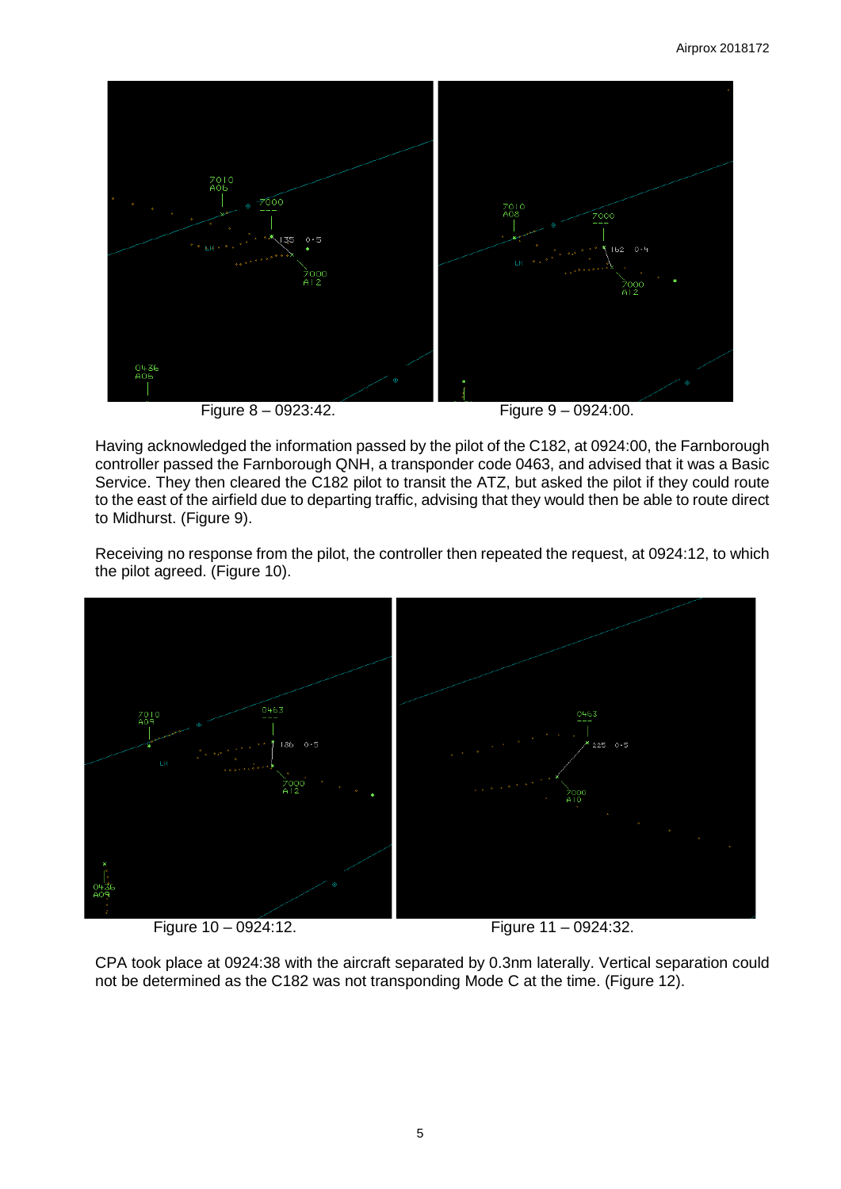Figure 8 – 0923:42.

Figure 9 – 0924:00.

Having acknowledged the information passed by the pilot of the C182, at 0924:00, the Farnborough controller passed the Farnborough QNH, a transponder code 0463, and advised that it was a Basic Service. They then cleared the C182 pilot to transit the ATZ, but asked the pilot if they could route to the east of the airfield due to departing traffic, advising that they would then be able to route direct to Midhurst. (Figure 9).

Receiving no response from the pilot, the controller then repeated the request, at 0924:12, to which the pilot agreed. (Figure 10).

Figure 10 – 0924:12.

Figure 11 – 0924:32.

CPA took place at 0924:38 with the aircraft separated by 0.3nm laterally. Vertical separation could not be determined as the C182 was not transponding Mode C at the time. (Figure 12).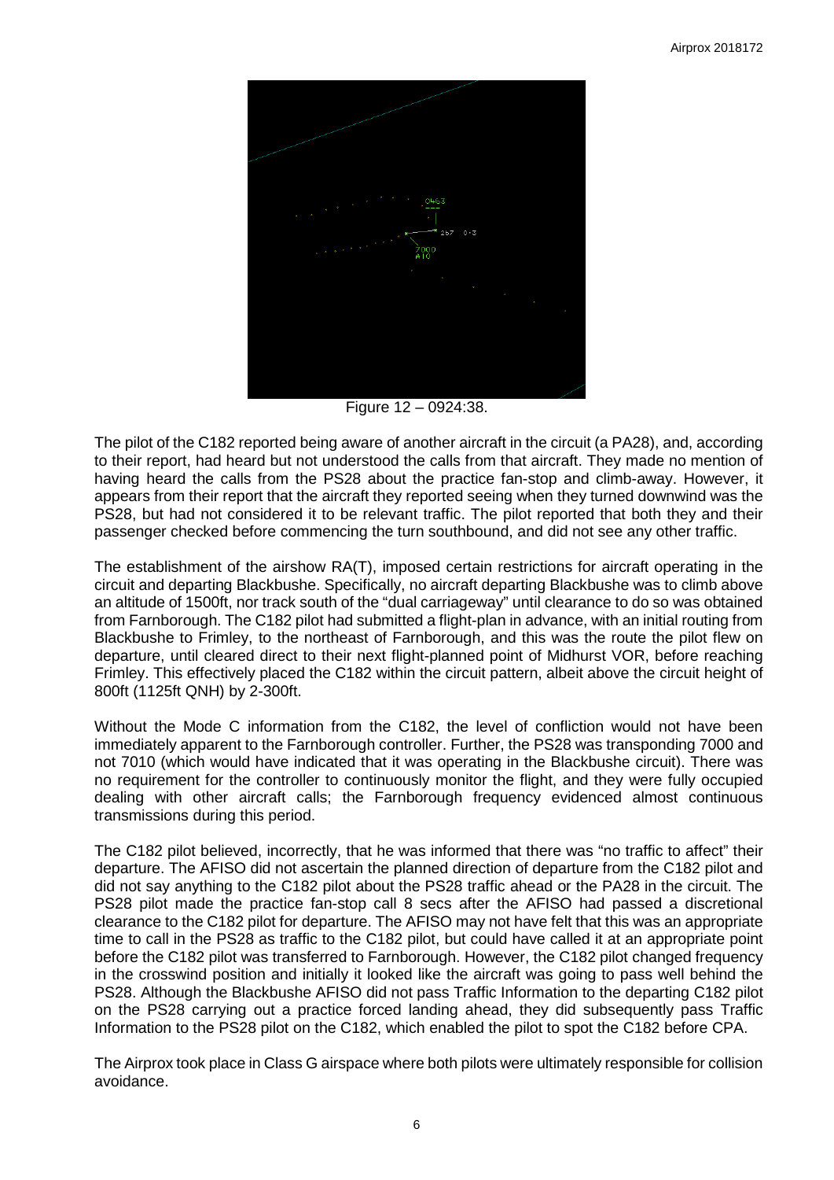0463

267 0·3

7000
A10

Figure 12 – 0924:38.

The pilot of the C182 reported being aware of another aircraft in the circuit (a PA28), and, according to their report, had heard but not understood the calls from that aircraft. They made no mention of having heard the calls from the PS28 about the practice fan-stop and climb-away. However, it appears from their report that the aircraft they reported seeing when they turned downwind was the PS28, but had not considered it to be relevant traffic. The pilot reported that both they and their passenger checked before commencing the turn southbound, and did not see any other traffic.

The establishment of the airshow RA(T), imposed certain restrictions for aircraft operating in the circuit and departing Blackbushe. Specifically, no aircraft departing Blackbushe was to climb above an altitude of 1500ft, nor track south of the "dual carriageway" until clearance to do so was obtained from Farnborough. The C182 pilot had submitted a flight-plan in advance, with an initial routing from Blackbushe to Frimley, to the northeast of Farnborough, and this was the route the pilot flew on departure, until cleared direct to their next flight-planned point of Midhurst VOR, before reaching Frimley. This effectively placed the C182 within the circuit pattern, albeit above the circuit height of 800ft (1125ft QNH) by 2-300ft.

Without the Mode C information from the C182, the level of confliction would not have been immediately apparent to the Farnborough controller. Further, the PS28 was transponding 7000 and not 7010 (which would have indicated that it was operating in the Blackbushe circuit). There was no requirement for the controller to continuously monitor the flight, and they were fully occupied dealing with other aircraft calls; the Farnborough frequency evidenced almost continuous transmissions during this period.

The C182 pilot believed, incorrectly, that he was informed that there was "no traffic to affect" their departure. The AFISO did not ascertain the planned direction of departure from the C182 pilot and did not say anything to the C182 pilot about the PS28 traffic ahead or the PA28 in the circuit. The PS28 pilot made the practice fan-stop call 8 secs after the AFISO had passed a discretional clearance to the C182 pilot for departure. The AFISO may not have felt that this was an appropriate time to call in the PS28 as traffic to the C182 pilot, but could have called it at an appropriate point before the C182 pilot was transferred to Farnborough. However, the C182 pilot changed frequency in the crosswind position and initially it looked like the aircraft was going to pass well behind the PS28. Although the Blackbushe AFISO did not pass Traffic Information to the departing C182 pilot on the PS28 carrying out a practice forced landing ahead, they did subsequently pass Traffic Information to the PS28 pilot on the C182, which enabled the pilot to spot the C182 before CPA.

The Airprox took place in Class G airspace where both pilots were ultimately responsible for collision avoidance.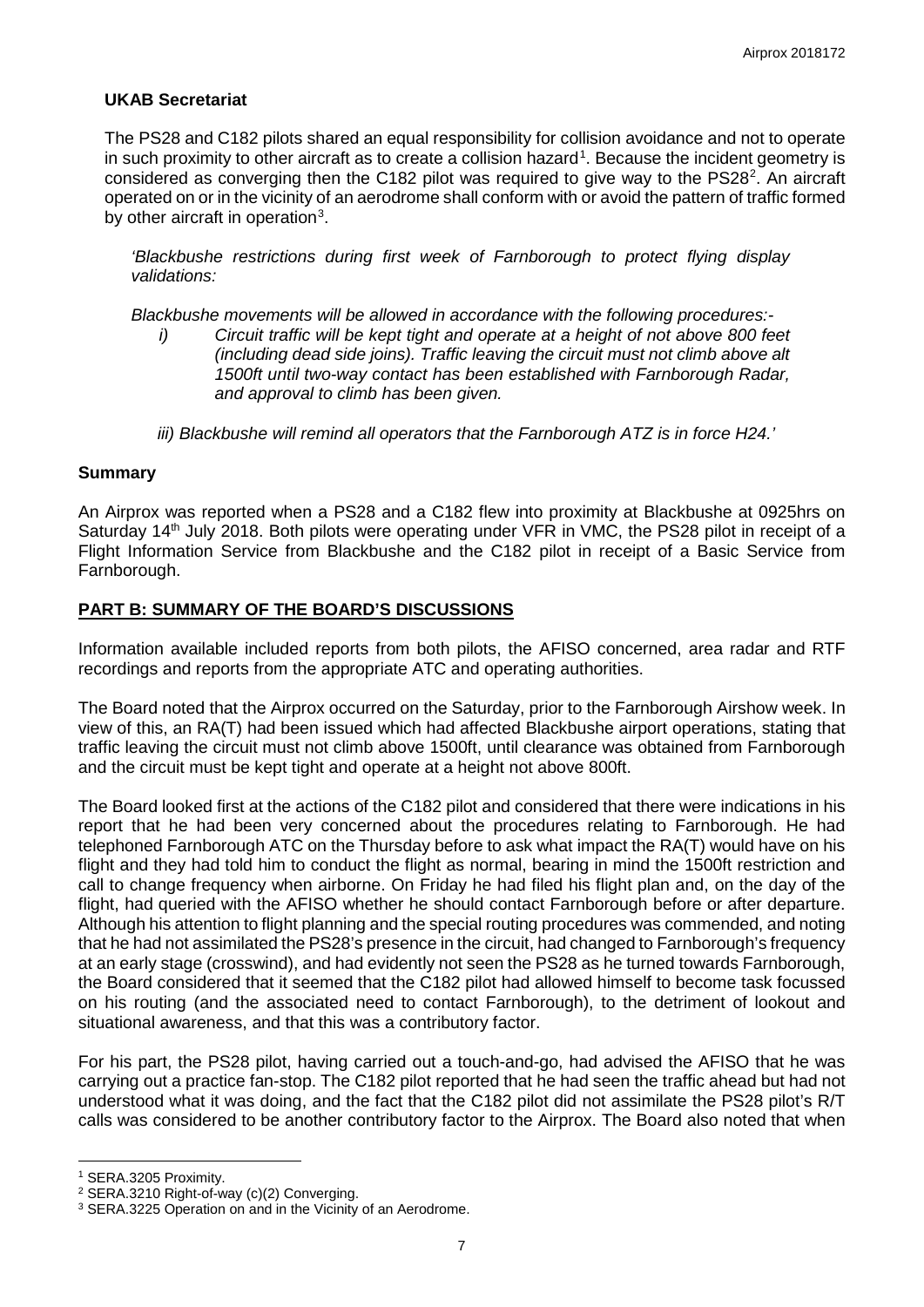### UKAB Secretariat

The PS28 and C182 pilots shared an equal responsibility for collision avoidance and not to operate in such proximity to other aircraft as to create a collision hazard[1]. Because the incident geometry is considered as converging then the C182 pilot was required to give way to the PS28[2]. An aircraft operated on or in the vicinity of an aerodrome shall conform with or avoid the pattern of traffic formed by other aircraft in operation[3].

*'Blackbushe restrictions during first week of Farnborough to protect flying display validations:*

*Blackbushe movements will be allowed in accordance with the following procedures:-*

*i) Circuit traffic will be kept tight and operate at a height of not above 800 feet (including dead side joins). Traffic leaving the circuit must not climb above alt 1500ft until two-way contact has been established with Farnborough Radar, and approval to climb has been given.*

*iii) Blackbushe will remind all operators that the Farnborough ATZ is in force H24.'*

### Summary

An Airprox was reported when a PS28 and a C182 flew into proximity at Blackbushe at 0925hrs on Saturday 14th July 2018. Both pilots were operating under VFR in VMC, the PS28 pilot in receipt of a Flight Information Service from Blackbushe and the C182 pilot in receipt of a Basic Service from Farnborough.

## PART B: SUMMARY OF THE BOARD'S DISCUSSIONS

Information available included reports from both pilots, the AFISO concerned, area radar and RTF recordings and reports from the appropriate ATC and operating authorities.

The Board noted that the Airprox occurred on the Saturday, prior to the Farnborough Airshow week. In view of this, an RA(T) had been issued which had affected Blackbushe airport operations, stating that traffic leaving the circuit must not climb above 1500ft, until clearance was obtained from Farnborough and the circuit must be kept tight and operate at a height not above 800ft.

The Board looked first at the actions of the C182 pilot and considered that there were indications in his report that he had been very concerned about the procedures relating to Farnborough. He had telephoned Farnborough ATC on the Thursday before to ask what impact the RA(T) would have on his flight and they had told him to conduct the flight as normal, bearing in mind the 1500ft restriction and call to change frequency when airborne. On Friday he had filed his flight plan and, on the day of the flight, had queried with the AFISO whether he should contact Farnborough before or after departure. Although his attention to flight planning and the special routing procedures was commended, and noting that he had not assimilated the PS28's presence in the circuit, had changed to Farnborough's frequency at an early stage (crosswind), and had evidently not seen the PS28 as he turned towards Farnborough, the Board considered that it seemed that the C182 pilot had allowed himself to become task focussed on his routing (and the associated need to contact Farnborough), to the detriment of lookout and situational awareness, and that this was a contributory factor.

For his part, the PS28 pilot, having carried out a touch-and-go, had advised the AFISO that he was carrying out a practice fan-stop. The C182 pilot reported that he had seen the traffic ahead but had not understood what it was doing, and the fact that the C182 pilot did not assimilate the PS28 pilot's R/T calls was considered to be another contributory factor to the Airprox. The Board also noted that when

[1] SERA.3205 Proximity.

[2] SERA.3210 Right-of-way (c)(2) Converging.

[3] SERA.3225 Operation on and in the Vicinity of an Aerodrome.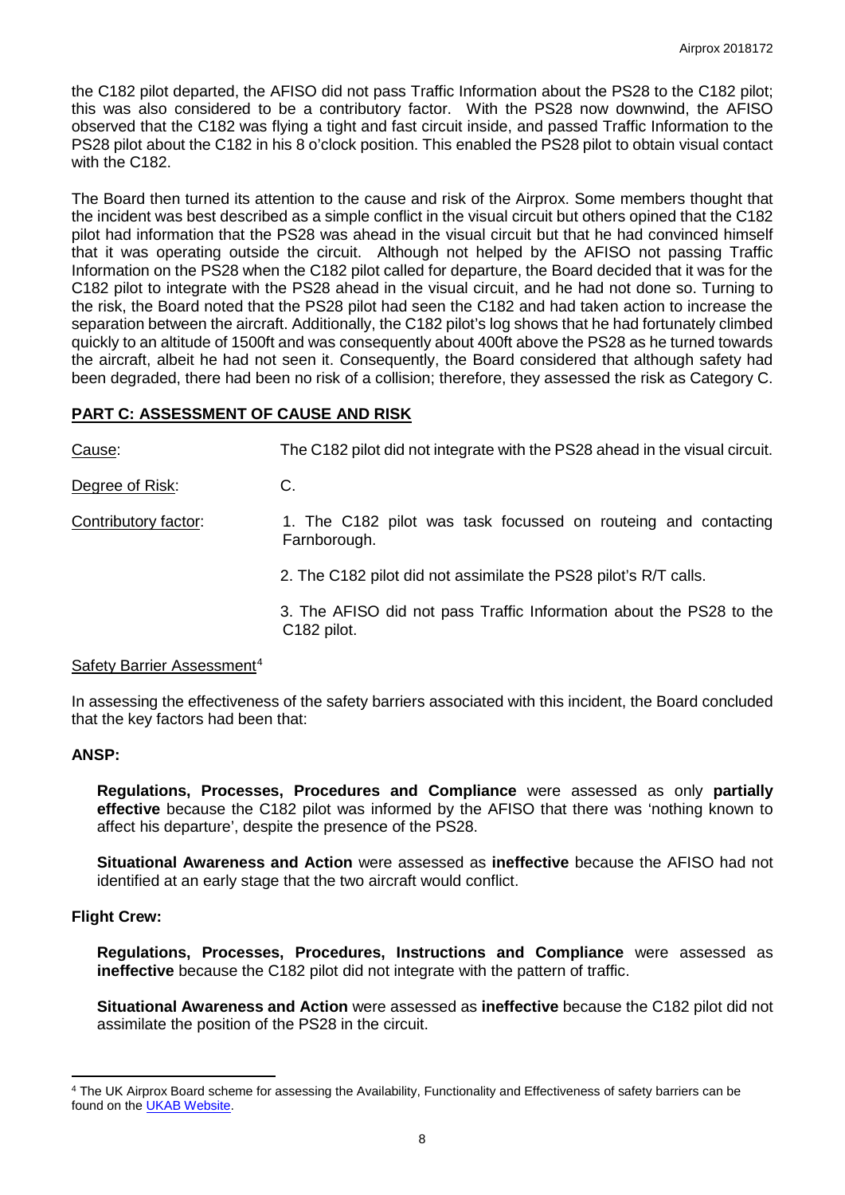the C182 pilot departed, the AFISO did not pass Traffic Information about the PS28 to the C182 pilot; this was also considered to be a contributory factor. With the PS28 now downwind, the AFISO observed that the C182 was flying a tight and fast circuit inside, and passed Traffic Information to the PS28 pilot about the C182 in his 8 o'clock position. This enabled the PS28 pilot to obtain visual contact with the C182.

The Board then turned its attention to the cause and risk of the Airprox. Some members thought that the incident was best described as a simple conflict in the visual circuit but others opined that the C182 pilot had information that the PS28 was ahead in the visual circuit but that he had convinced himself that it was operating outside the circuit. Although not helped by the AFISO not passing Traffic Information on the PS28 when the C182 pilot called for departure, the Board decided that it was for the C182 pilot to integrate with the PS28 ahead in the visual circuit, and he had not done so. Turning to the risk, the Board noted that the PS28 pilot had seen the C182 and had taken action to increase the separation between the aircraft. Additionally, the C182 pilot's log shows that he had fortunately climbed quickly to an altitude of 1500ft and was consequently about 400ft above the PS28 as he turned towards the aircraft, albeit he had not seen it. Consequently, the Board considered that although safety had been degraded, there had been no risk of a collision; therefore, they assessed the risk as Category C.

## PART C: ASSESSMENT OF CAUSE AND RISK

| | |
|---|---|
| Cause: | The C182 pilot did not integrate with the PS28 ahead in the visual circuit. |
| Degree of Risk: | C. |
| Contributory factor: | 1. The C182 pilot was task focussed on routeing and contacting Farnborough. |
| | 2. The C182 pilot did not assimilate the PS28 pilot's R/T calls. |
| | 3. The AFISO did not pass Traffic Information about the PS28 to the C182 pilot. |

Safety Barrier Assessment[4]

In assessing the effectiveness of the safety barriers associated with this incident, the Board concluded that the key factors had been that:

**ANSP:**

**Regulations, Processes, Procedures and Compliance** were assessed as only **partially effective** because the C182 pilot was informed by the AFISO that there was 'nothing known to affect his departure', despite the presence of the PS28.

**Situational Awareness and Action** were assessed as **ineffective** because the AFISO had not identified at an early stage that the two aircraft would conflict.

**Flight Crew:**

**Regulations, Processes, Procedures, Instructions and Compliance** were assessed as **ineffective** because the C182 pilot did not integrate with the pattern of traffic.

**Situational Awareness and Action** were assessed as **ineffective** because the C182 pilot did not assimilate the position of the PS28 in the circuit.

[4] The UK Airprox Board scheme for assessing the Availability, Functionality and Effectiveness of safety barriers can be found on the UKAB Website.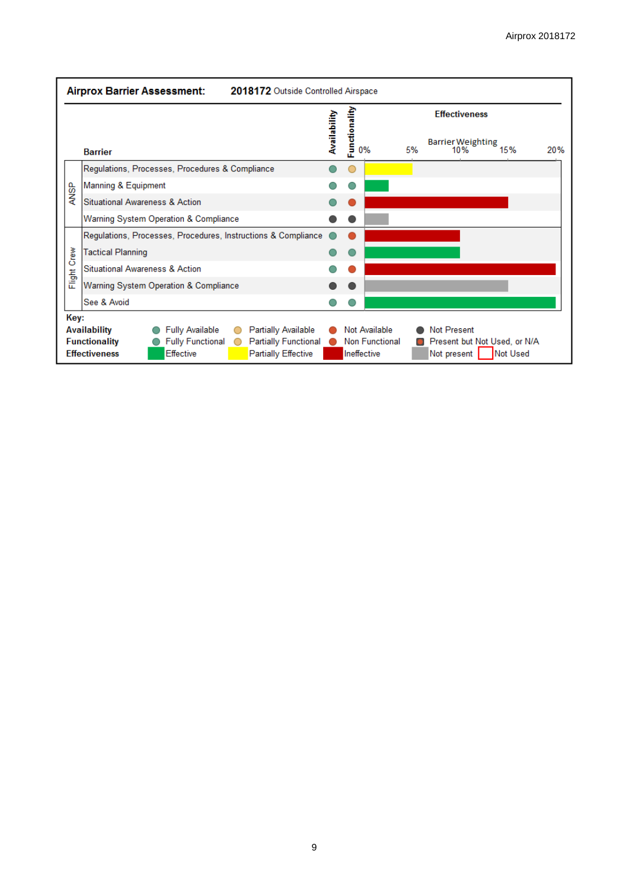**Airprox Barrier Assessment:** **2018172** Outside Controlled Airspace

| | Barrier | Availability | Functionality |
|---|---|---|---|
| ANSP | Regulations, Processes, Procedures & Compliance | Fully Available | Partially Functional |
| | Manning & Equipment | Fully Available | Fully Functional |
| | Situational Awareness & Action | Fully Available | Non Functional |
| | Warning System Operation & Compliance | Not Present | Not Present |
| Flight Crew | Regulations, Processes, Procedures, Instructions & Compliance | Fully Available | Non Functional |
| | Tactical Planning | Fully Available | Fully Functional |
| | Situational Awareness & Action | Fully Available | Non Functional |
| | Warning System Operation & Compliance | Not Present | Not Present |
| | See & Avoid | Fully Available | Fully Functional |

Effectiveness

Barrier Weighting

0%
5%
10%
15%
20%

**Key:**

**Availability** Fully Available · Partially Available · Not Available · Not Present

**Functionality** Fully Functional · Partially Functional · Non Functional · Present but Not Used, or N/A

**Effectiveness** Effective · Partially Effective · Ineffective · Not present · Not Used